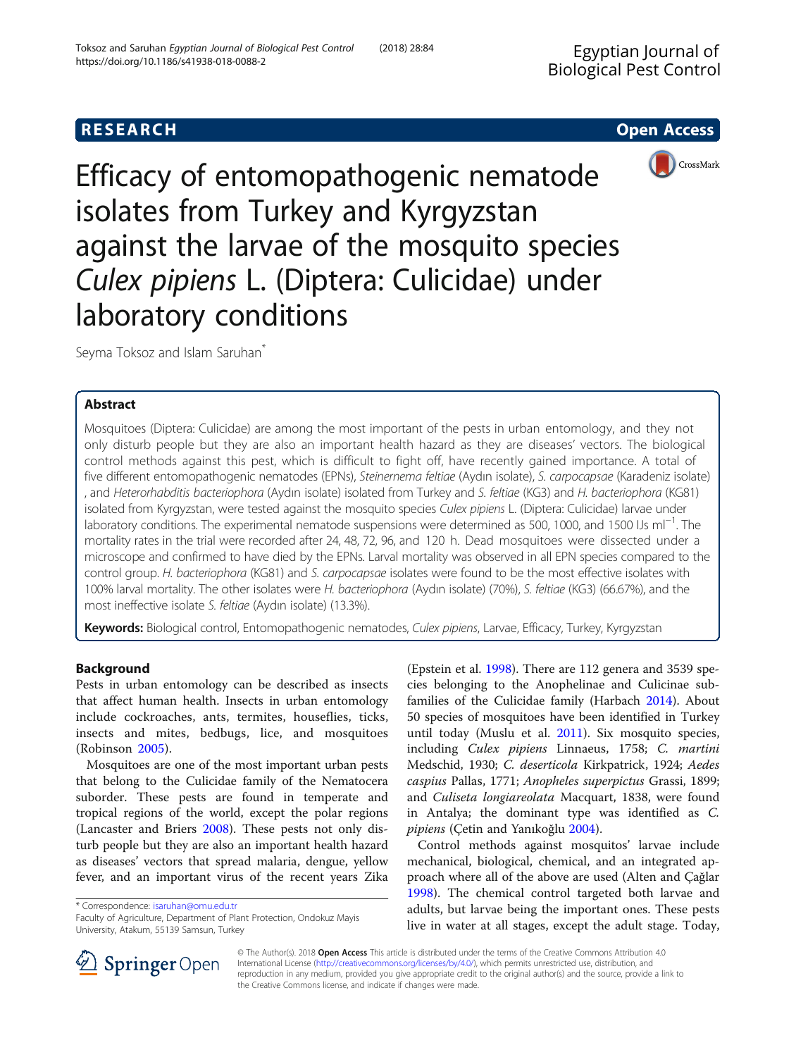**RESEARCH** **Open Access**

# Efficacy of entomopathogenic nematode isolates from Turkey and Kyrgyzstan against the larvae of the mosquito species *Culex pipiens* L. (Diptera: Culicidae) under laboratory conditions

Seyma Toksoz and Islam Saruhan*

## Abstract

Mosquitoes (Diptera: Culicidae) are among the most important of the pests in urban entomology, and they not only disturb people but they are also an important health hazard as they are diseases' vectors. The biological control methods against this pest, which is difficult to fight off, have recently gained importance. A total of five different entomopathogenic nematodes (EPNs), *Steinernema feltiae* (Aydın isolate), *S. carpocapsae* (Karadeniz isolate), and *Heterorhabditis bacteriophora* (Aydın isolate) isolated from Turkey and *S. feltiae* (KG3) and *H. bacteriophora* (KG81) isolated from Kyrgyzstan, were tested against the mosquito species *Culex pipiens* L. (Diptera: Culicidae) larvae under laboratory conditions. The experimental nematode suspensions were determined as 500, 1000, and 1500 IJs $ml^{-1}$. The mortality rates in the trial were recorded after 24, 48, 72, 96, and 120 h. Dead mosquitoes were dissected under a microscope and confirmed to have died by the EPNs. Larval mortality was observed in all EPN species compared to the control group. *H. bacteriophora* (KG81) and *S. carpocapsae* isolates were found to be the most effective isolates with 100% larval mortality. The other isolates were *H. bacteriophora* (Aydın isolate) (70%), *S. feltiae* (KG3) (66.67%), and the most ineffective isolate *S. feltiae* (Aydın isolate) (13.3%).

**Keywords:** Biological control, Entomopathogenic nematodes, *Culex pipiens*, Larvae, Efficacy, Turkey, Kyrgyzstan

## Background

Pests in urban entomology can be described as insects that affect human health. Insects in urban entomology include cockroaches, ants, termites, houseflies, ticks, insects and mites, bedbugs, lice, and mosquitoes (Robinson 2005).

Mosquitoes are one of the most important urban pests that belong to the Culicidae family of the Nematocera suborder. These pests are found in temperate and tropical regions of the world, except the polar regions (Lancaster and Briers 2008). These pests not only disturb people but they are also an important health hazard as diseases' vectors that spread malaria, dengue, yellow fever, and an important virus of the recent years Zika (Epstein et al. 1998). There are 112 genera and 3539 species belonging to the Anophelinae and Culicinae subfamilies of the Culicidae family (Harbach 2014). About 50 species of mosquitoes have been identified in Turkey until today (Muslu et al. 2011). Six mosquito species, including *Culex pipiens* Linnaeus, 1758; *C. martini* Medschid, 1930; *C. deserticola* Kirkpatrick, 1924; *Aedes caspius* Pallas, 1771; *Anopheles superpictus* Grassi, 1899; and *Culiseta longiareolata* Macquart, 1838, were found in Antalya; the dominant type was identified as *C. pipiens* (Çetin and Yanıkoğlu 2004).

Control methods against mosquitoes' larvae include mechanical, biological, chemical, and an integrated approach where all of the above are used (Alten and Çağlar 1998). The chemical control targeted both larvae and adults, but larvae being the important ones. These pests live in water at all stages, except the adult stage. Today,

* Correspondence: isaruhan@omu.edu.tr
Faculty of Agriculture, Department of Plant Protection, Ondokuz Mayis University, Atakum, 55139 Samsun, Turkey

© The Author(s). 2018 **Open Access** This article is distributed under the terms of the Creative Commons Attribution 4.0 International License (http://creativecommons.org/licenses/by/4.0/), which permits unrestricted use, distribution, and reproduction in any medium, provided you give appropriate credit to the original author(s) and the source, provide a link to the Creative Commons license, and indicate if changes were made.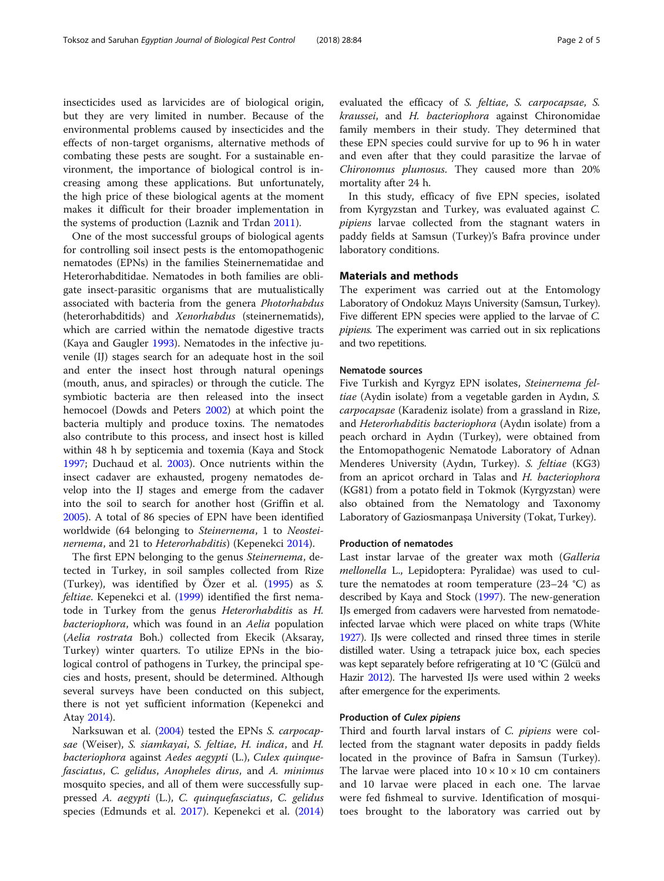insecticides used as larvicides are of biological origin, but they are very limited in number. Because of the environmental problems caused by insecticides and the effects of non-target organisms, alternative methods of combating these pests are sought. For a sustainable environment, the importance of biological control is increasing among these applications. But unfortunately, the high price of these biological agents at the moment makes it difficult for their broader implementation in the systems of production (Laznik and Trdan 2011).

One of the most successful groups of biological agents for controlling soil insect pests is the entomopathogenic nematodes (EPNs) in the families Steinernematidae and Heterorhabditidae. Nematodes in both families are obligate insect-parasitic organisms that are mutualistically associated with bacteria from the genera *Photorhabdus* (heterorhabditids) and *Xenorhabdus* (steinernematids), which are carried within the nematode digestive tracts (Kaya and Gaugler 1993). Nematodes in the infective juvenile (IJ) stages search for an adequate host in the soil and enter the insect host through natural openings (mouth, anus, and spiracles) or through the cuticle. The symbiotic bacteria are then released into the insect hemocoel (Dowds and Peters 2002) at which point the bacteria multiply and produce toxins. The nematodes also contribute to this process, and insect host is killed within 48 h by septicemia and toxemia (Kaya and Stock 1997; Duchaud et al. 2003). Once nutrients within the insect cadaver are exhausted, progeny nematodes develop into the IJ stages and emerge from the cadaver into the soil to search for another host (Griffin et al. 2005). A total of 86 species of EPN have been identified worldwide (64 belonging to *Steinernema*, 1 to *Neosteinernema*, and 21 to *Heterorhabditis*) (Kepenekci 2014).

The first EPN belonging to the genus *Steinernema*, detected in Turkey, in soil samples collected from Rize (Turkey), was identified by Özer et al. (1995) as *S. feltiae*. Kepenekci et al. (1999) identified the first nematode in Turkey from the genus *Heterorhabditis* as *H. bacteriophora*, which was found in an *Aelia* population (*Aelia rostrata* Boh.) collected from Ekecik (Aksaray, Turkey) winter quarters. To utilize EPNs in the biological control of pathogens in Turkey, the principal species and hosts, present, should be determined. Although several surveys have been conducted on this subject, there is not yet sufficient information (Kepenekci and Atay 2014).

Narksuwan et al. (2004) tested the EPNs *S. carpocapsae* (Weiser), *S. siamkayai*, *S. feltiae*, *H. indica*, and *H. bacteriophora* against *Aedes aegypti* (L.), *Culex quinquefasciatus*, *C. gelidus*, *Anopheles dirus*, and *A. minimus* mosquito species, and all of them were successfully suppressed *A. aegypti* (L.), *C. quinquefasciatus*, *C. gelidus* species (Edmunds et al. 2017). Kepenekci et al. (2014) evaluated the efficacy of *S. feltiae*, *S. carpocapsae*, *S. kraussei*, and *H. bacteriophora* against Chironomidae family members in their study. They determined that these EPN species could survive for up to 96 h in water and even after that they could parasitize the larvae of *Chironomus plumosus*. They caused more than 20% mortality after 24 h.

In this study, efficacy of five EPN species, isolated from Kyrgyzstan and Turkey, was evaluated against *C. pipiens* larvae collected from the stagnant waters in paddy fields at Samsun (Turkey)'s Bafra province under laboratory conditions.

## Materials and methods

The experiment was carried out at the Entomology Laboratory of Ondokuz Mayıs University (Samsun, Turkey). Five different EPN species were applied to the larvae of *C. pipiens*. The experiment was carried out in six replications and two repetitions.

### Nematode sources

Five Turkish and Kyrgyz EPN isolates, *Steinernema feltiae* (Aydin isolate) from a vegetable garden in Aydın, *S. carpocapsae* (Karadeniz isolate) from a grassland in Rize, and *Heterorhabditis bacteriophora* (Aydın isolate) from a peach orchard in Aydın (Turkey), were obtained from the Entomopathogenic Nematode Laboratory of Adnan Menderes University (Aydın, Turkey). *S. feltiae* (KG3) from an apricot orchard in Talas and *H. bacteriophora* (KG81) from a potato field in Tokmok (Kyrgyzstan) were also obtained from the Nematology and Taxonomy Laboratory of Gaziosmanpaşa University (Tokat, Turkey).

### Production of nematodes

Last instar larvae of the greater wax moth (*Galleria mellonella* L., Lepidoptera: Pyralidae) was used to culture the nematodes at room temperature (23–24 °C) as described by Kaya and Stock (1997). The new-generation IJs emerged from cadavers were harvested from nematode-infected larvae which were placed on white traps (White 1927). IJs were collected and rinsed three times in sterile distilled water. Using a tetrapack juice box, each species was kept separately before refrigerating at 10 °C (Gülcü and Hazir 2012). The harvested IJs were used within 2 weeks after emergence for the experiments.

### Production of *Culex pipiens*

Third and fourth larval instars of *C. pipiens* were collected from the stagnant water deposits in paddy fields located in the province of Bafra in Samsun (Turkey). The larvae were placed into 10 × 10 × 10 cm containers and 10 larvae were placed in each one. The larvae were fed fishmeal to survive. Identification of mosquitoes brought to the laboratory was carried out by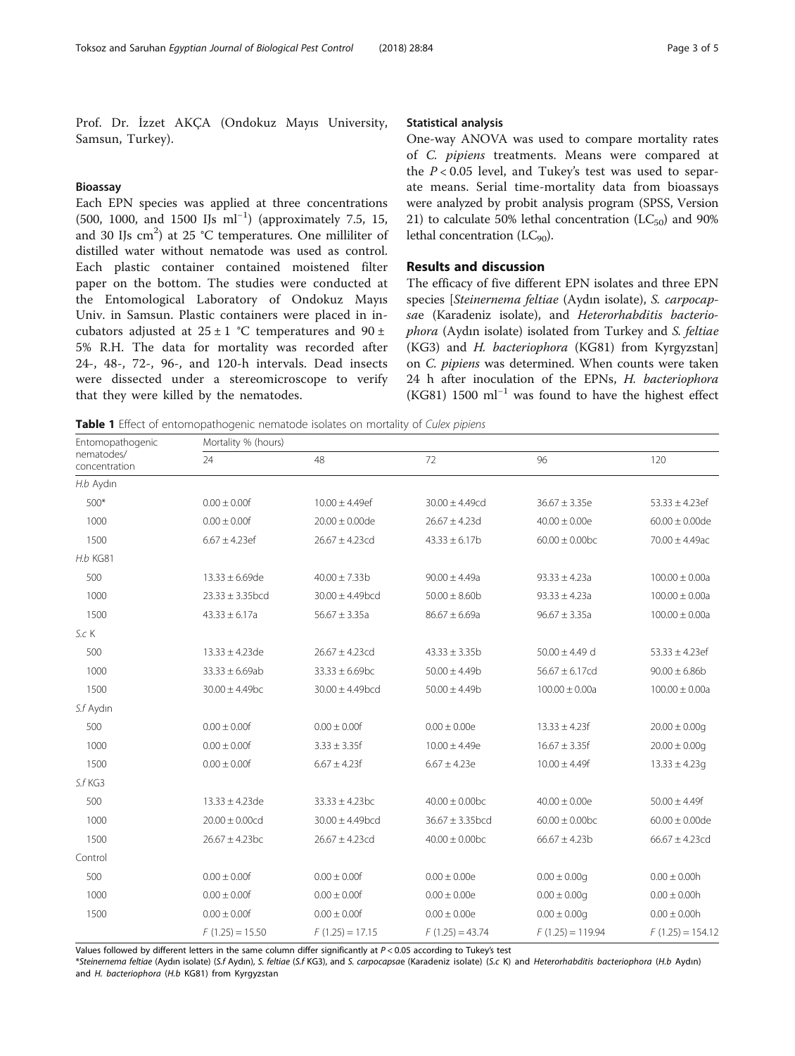Prof. Dr. İzzet AKÇA (Ondokuz Mayıs University, Samsun, Turkey).

### Bioassay

Each EPN species was applied at three concentrations (500, 1000, and 1500 IJs $ml^{-1}$) (approximately 7.5, 15, and 30 IJs $cm^2$) at 25 °C temperatures. One milliliter of distilled water without nematode was used as control. Each plastic container contained moistened filter paper on the bottom. The studies were conducted at the Entomological Laboratory of Ondokuz Mayıs Univ. in Samsun. Plastic containers were placed in incubators adjusted at 25 ± 1 °C temperatures and 90 ± 5% R.H. The data for mortality was recorded after 24-, 48-, 72-, 96-, and 120-h intervals. Dead insects were dissected under a stereomicroscope to verify that they were killed by the nematodes.

### Statistical analysis

One-way ANOVA was used to compare mortality rates of *C. pipiens* treatments. Means were compared at the $P < 0.05$ level, and Tukey's test was used to separate means. Serial time-mortality data from bioassays were analyzed by probit analysis program (SPSS, Version 21) to calculate 50% lethal concentration ($LC_{50}$) and 90% lethal concentration ($LC_{90}$).

## Results and discussion

The efficacy of five different EPN isolates and three EPN species [*Steinernema feltiae* (Aydın isolate), *S. carpocapsae* (Karadeniz isolate), and *Heterorhabditis bacteriophora* (Aydın isolate) isolated from Turkey and *S. feltiae* (KG3) and *H. bacteriophora* (KG81) from Kyrgyzstan] on *C. pipiens* was determined. When counts were taken 24 h after inoculation of the EPNs, *H. bacteriophora* (KG81) 1500 $ml^{-1}$ was found to have the highest effect

**Table 1** Effect of entomopathogenic nematode isolates on mortality of *Culex pipiens*

| Entomopathogenic nematodes/ concentration | Mortality % (hours) | | | | |
|---|---|---|---|---|---|
| | 24 | 48 | 72 | 96 | 120 |
| *H.b* Aydın | | | | | |
| 500* | 0.00 ± 0.00f | 10.00 ± 4.49ef | 30.00 ± 4.49cd | 36.67 ± 3.35e | 53.33 ± 4.23ef |
| 1000 | 0.00 ± 0.00f | 20.00 ± 0.00de | 26.67 ± 4.23d | 40.00 ± 0.00e | 60.00 ± 0.00de |
| 1500 | 6.67 ± 4.23ef | 26.67 ± 4.23cd | 43.33 ± 6.17b | 60.00 ± 0.00bc | 70.00 ± 4.49ac |
| *H.b* KG81 | | | | | |
| 500 | 13.33 ± 6.69de | 40.00 ± 7.33b | 90.00 ± 4.49a | 93.33 ± 4.23a | 100.00 ± 0.00a |
| 1000 | 23.33 ± 3.35bcd | 30.00 ± 4.49bcd | 50.00 ± 8.60b | 93.33 ± 4.23a | 100.00 ± 0.00a |
| 1500 | 43.33 ± 6.17a | 56.67 ± 3.35a | 86.67 ± 6.69a | 96.67 ± 3.35a | 100.00 ± 0.00a |
| *S.c* K | | | | | |
| 500 | 13.33 ± 4.23de | 26.67 ± 4.23cd | 43.33 ± 3.35b | 50.00 ± 4.49 d | 53.33 ± 4.23ef |
| 1000 | 33.33 ± 6.69ab | 33.33 ± 6.69bc | 50.00 ± 4.49b | 56.67 ± 6.17cd | 90.00 ± 6.86b |
| 1500 | 30.00 ± 4.49bc | 30.00 ± 4.49bcd | 50.00 ± 4.49b | 100.00 ± 0.00a | 100.00 ± 0.00a |
| *S.f* Aydın | | | | | |
| 500 | 0.00 ± 0.00f | 0.00 ± 0.00f | 0.00 ± 0.00e | 13.33 ± 4.23f | 20.00 ± 0.00g |
| 1000 | 0.00 ± 0.00f | 3.33 ± 3.35f | 10.00 ± 4.49e | 16.67 ± 3.35f | 20.00 ± 0.00g |
| 1500 | 0.00 ± 0.00f | 6.67 ± 4.23f | 6.67 ± 4.23e | 10.00 ± 4.49f | 13.33 ± 4.23g |
| *S.f* KG3 | | | | | |
| 500 | 13.33 ± 4.23de | 33.33 ± 4.23bc | 40.00 ± 0.00bc | 40.00 ± 0.00e | 50.00 ± 4.49f |
| 1000 | 20.00 ± 0.00cd | 30.00 ± 4.49bcd | 36.67 ± 3.35bcd | 60.00 ± 0.00bc | 60.00 ± 0.00de |
| 1500 | 26.67 ± 4.23bc | 26.67 ± 4.23cd | 40.00 ± 0.00bc | 66.67 ± 4.23b | 66.67 ± 4.23cd |
| Control | | | | | |
| 500 | 0.00 ± 0.00f | 0.00 ± 0.00f | 0.00 ± 0.00e | 0.00 ± 0.00g | 0.00 ± 0.00h |
| 1000 | 0.00 ± 0.00f | 0.00 ± 0.00f | 0.00 ± 0.00e | 0.00 ± 0.00g | 0.00 ± 0.00h |
| 1500 | 0.00 ± 0.00f | 0.00 ± 0.00f | 0.00 ± 0.00e | 0.00 ± 0.00g | 0.00 ± 0.00h |
| | $F_{(1.25)} = 15.50$ | $F_{(1.25)} = 17.15$ | $F_{(1.25)} = 43.74$ | $F_{(1.25)} = 119.94$ | $F_{(1.25)} = 154.12$ |

Values followed by different letters in the same column differ significantly at $P < 0.05$ according to Tukey's test

**Steinernema feltiae* (Aydın isolate) (*S.f* Aydın), *S. feltiae* (*S.f* KG3), and *S. carpocapsae* (Karadeniz isolate) (*S.c* K) and *Heterorhabditis bacteriophora* (*H.b* Aydın) and *H. bacteriophora* (*H.b* KG81) from Kyrgyzstan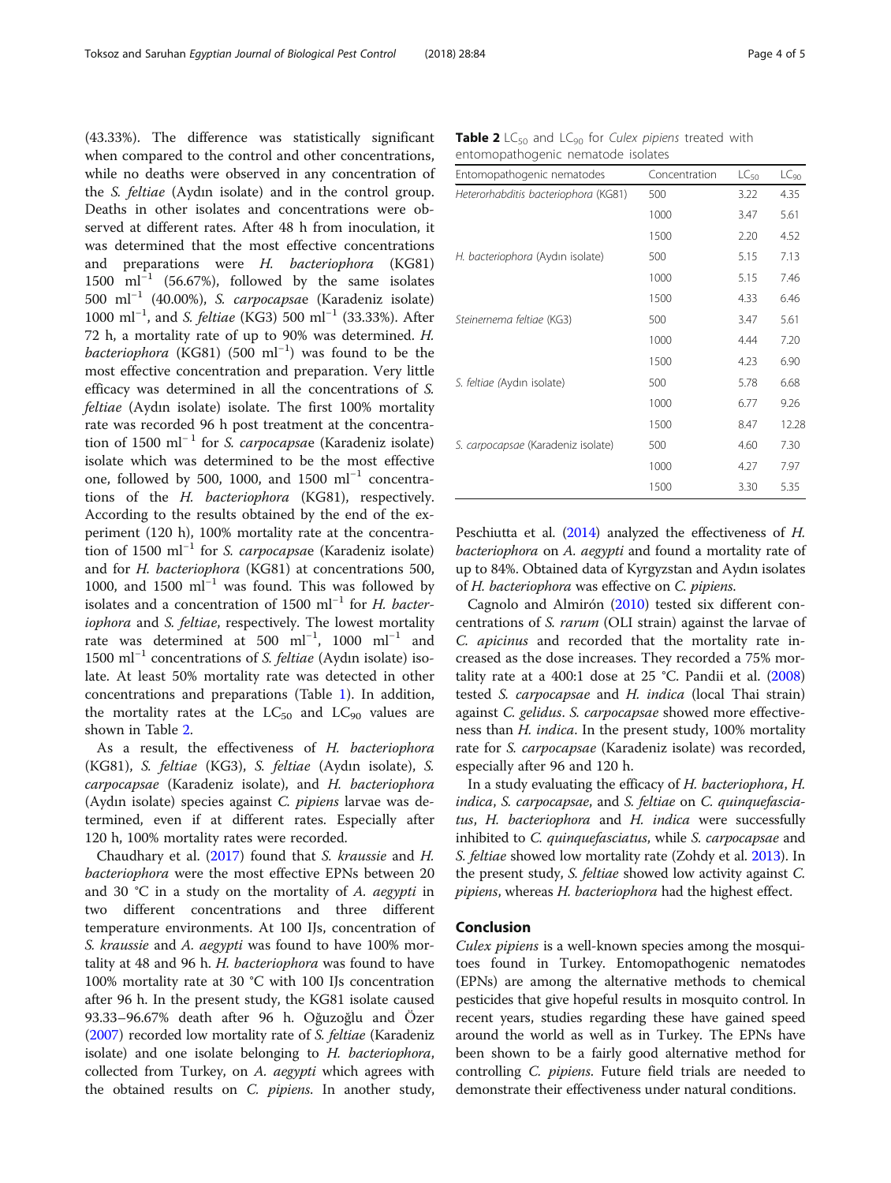(43.33%). The difference was statistically significant when compared to the control and other concentrations, while no deaths were observed in any concentration of the *S. feltiae* (Aydın isolate) and in the control group. Deaths in other isolates and concentrations were observed at different rates. After 48 h from inoculation, it was determined that the most effective concentrations and preparations were *H. bacteriophora* (KG81) 1500 $ml^{-1}$ (56.67%), followed by the same isolates 500 $ml^{-1}$ (40.00%), *S. carpocapsae* (Karadeniz isolate) 1000 $ml^{-1}$, and *S. feltiae* (KG3) 500 $ml^{-1}$ (33.33%). After 72 h, a mortality rate of up to 90% was determined. *H. bacteriophora* (KG81) (500 $ml^{-1}$) was found to be the most effective concentration and preparation. Very little efficacy was determined in all the concentrations of *S. feltiae* (Aydın isolate) isolate. The first 100% mortality rate was recorded 96 h post treatment at the concentration of 1500 $ml^{-1}$ for *S. carpocapsae* (Karadeniz isolate) isolate which was determined to be the most effective one, followed by 500, 1000, and 1500 $ml^{-1}$ concentrations of the *H. bacteriophora* (KG81), respectively. According to the results obtained by the end of the experiment (120 h), 100% mortality rate at the concentration of 1500 $ml^{-1}$ for *S. carpocapsae* (Karadeniz isolate) and for *H. bacteriophora* (KG81) at concentrations 500, 1000, and 1500 $ml^{-1}$ was found. This was followed by isolates and a concentration of 1500 $ml^{-1}$ for *H. bacteriophora* and *S. feltiae*, respectively. The lowest mortality rate was determined at 500 $ml^{-1}$, 1000 $ml^{-1}$ and 1500 $ml^{-1}$ concentrations of *S. feltiae* (Aydın isolate) isolate. At least 50% mortality rate was detected in other concentrations and preparations (Table 1). In addition, the mortality rates at the $LC_{50}$ and $LC_{90}$ values are shown in Table 2.

As a result, the effectiveness of *H. bacteriophora* (KG81), *S. feltiae* (KG3), *S. feltiae* (Aydın isolate), *S. carpocapsae* (Karadeniz isolate), and *H. bacteriophora* (Aydın isolate) species against *C. pipiens* larvae was determined, even if at different rates. Especially after 120 h, 100% mortality rates were recorded.

Chaudhary et al. (2017) found that *S. kraussie* and *H. bacteriophora* were the most effective EPNs between 20 and 30 °C in a study on the mortality of *A. aegypti* in two different concentrations and three different temperature environments. At 100 IJs, concentration of *S. kraussie* and *A. aegypti* was found to have 100% mortality at 48 and 96 h. *H. bacteriophora* was found to have 100% mortality rate at 30 °C with 100 IJs concentration after 96 h. In the present study, the KG81 isolate caused 93.33–96.67% death after 96 h. Oğuzoğlu and Özer (2007) recorded low mortality rate of *S. feltiae* (Karadeniz isolate) and one isolate belonging to *H. bacteriophora*, collected from Turkey, on *A. aegypti* which agrees with the obtained results on *C. pipiens*. In another study,

**Table 2** $LC_{50}$ and $LC_{90}$ for *Culex pipiens* treated with entomopathogenic nematode isolates

| Entomopathogenic nematodes | Concentration | $LC_{50}$ | $LC_{90}$ |
|---|---|---|---|
| *Heterorhabditis bacteriophora* (KG81) | 500 | 3.22 | 4.35 |
| | 1000 | 3.47 | 5.61 |
| | 1500 | 2.20 | 4.52 |
| *H. bacteriophora* (Aydın isolate) | 500 | 5.15 | 7.13 |
| | 1000 | 5.15 | 7.46 |
| | 1500 | 4.33 | 6.46 |
| *Steinernema feltiae* (KG3) | 500 | 3.47 | 5.61 |
| | 1000 | 4.44 | 7.20 |
| | 1500 | 4.23 | 6.90 |
| *S. feltiae* (Aydın isolate) | 500 | 5.78 | 6.68 |
| | 1000 | 6.77 | 9.26 |
| | 1500 | 8.47 | 12.28 |
| *S. carpocapsae* (Karadeniz isolate) | 500 | 4.60 | 7.30 |
| | 1000 | 4.27 | 7.97 |
| | 1500 | 3.30 | 5.35 |

Peschiutta et al. (2014) analyzed the effectiveness of *H. bacteriophora* on *A. aegypti* and found a mortality rate of up to 84%. Obtained data of Kyrgyzstan and Aydın isolates of *H. bacteriophora* was effective on *C. pipiens*.

Cagnolo and Almirón (2010) tested six different concentrations of *S. rarum* (OLI strain) against the larvae of *C. apicinus* and recorded that the mortality rate increased as the dose increases. They recorded a 75% mortality rate at a 400:1 dose at 25 °C. Pandii et al. (2008) tested *S. carpocapsae* and *H. indica* (local Thai strain) against *C. gelidus*. *S. carpocapsae* showed more effectiveness than *H. indica*. In the present study, 100% mortality rate for *S. carpocapsae* (Karadeniz isolate) was recorded, especially after 96 and 120 h.

In a study evaluating the efficacy of *H. bacteriophora*, *H. indica*, *S. carpocapsae*, and *S. feltiae* on *C. quinquefasciatus*, *H. bacteriophora* and *H. indica* were successfully inhibited to *C. quinquefasciatus*, while *S. carpocapsae* and *S. feltiae* showed low mortality rate (Zohdy et al. 2013). In the present study, *S. feltiae* showed low activity against *C. pipiens*, whereas *H. bacteriophora* had the highest effect.

## Conclusion

*Culex pipiens* is a well-known species among the mosquitoes found in Turkey. Entomopathogenic nematodes (EPNs) are among the alternative methods to chemical pesticides that give hopeful results in mosquito control. In recent years, studies regarding these have gained speed around the world as well as in Turkey. The EPNs have been shown to be a fairly good alternative method for controlling *C. pipiens*. Future field trials are needed to demonstrate their effectiveness under natural conditions.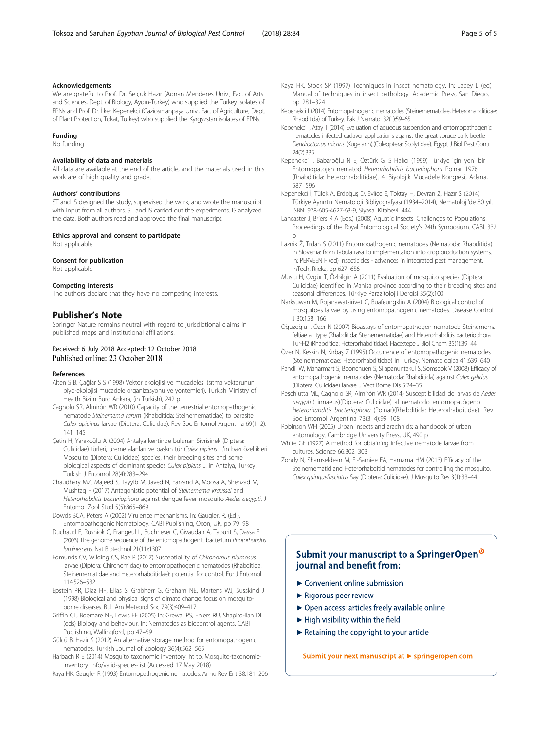#### Acknowledgements

We are grateful to Prof. Dr. Selçuk Hazır (Adnan Menderes Univ., Fac. of Arts and Sciences, Dept. of Biology, Aydın-Turkey) who supplied the Turkey isolates of EPNs and Prof. Dr. İlker Kepenekci (Gaziosmanpaşa Univ., Fac. of Agriculture, Dept. of Plant Protection, Tokat, Turkey) who supplied the Kyrgyzstan isolates of EPNs.

#### Funding

No funding

#### Availability of data and materials

All data are available at the end of the article, and the materials used in this work are of high quality and grade.

#### Authors' contributions

ST and IS designed the study, supervised the work, and wrote the manuscript with input from all authors. ST and IS carried out the experiments. IS analyzed the data. Both authors read and approved the final manuscript.

#### Ethics approval and consent to participate

Not applicable

#### Consent for publication

Not applicable

#### Competing interests

The authors declare that they have no competing interests.

### Publisher's Note

Springer Nature remains neutral with regard to jurisdictional claims in published maps and institutional affiliations.

Received: 6 July 2018 Accepted: 12 October 2018
Published online: 23 October 2018

#### References

Alten S B, Çağlar S S (1998) Vektor ekolojisi ve mucadelesi (sıtma vektorunun biyo-ekolojisi mucadele organizasyonu ve yontemleri). Turkish Ministry of Health Bizim Buro Ankara, (in Turkish), 242 p

Cagnolo SR, Almirón WR (2010) Capacity of the terrestrial entomopathogenic nematode *Steinernema rarum* (Rhabditida: Steinernematidae) to parasite *Culex apicinus* larvae (Diptera: Culicidae). Rev Soc Entomol Argentina 69(1–2): 141–145

Çetin H, Yanıkoğlu A (2004) Antalya kentinde bulunan Sivrisinek (Diptera: Culicidae) türleri, üreme alanları ve baskın tür *Culex pipiens* L.'in bazı özellikleri Mosquito (Diptera: Culicidae) species, their breeding sites and some biological aspects of dominant species *Culex pipiens* L. in Antalya, Turkey. Turkish J Entomol 28(4):283–294

Chaudhary MZ, Majeed S, Tayyib M, Javed N, Farzand A, Moosa A, Shehzad M, Mushtaq F (2017) Antagonistic potential of *Steinernema kraussei* and *Heterorhabditis bacteriophora* against dengue fever mosquito *Aedes aegypti*. J Entomol Zool Stud 5(5):865–869

Dowds BCA, Peters A (2002) Virulence mechanisms. In: Gaugler, R. (Ed.), Entomopathogenic Nematology. CABI Publishing, Oxon, UK, pp 79–98

Duchaud E, Rusniok C, Frangeul L, Buchrieser C, Givaudan A, Taourit S, Dassa E (2003) The genome sequence of the entomopathogenic bacterium *Photorhabdus luminescens*. Nat Biotechnol 21(11):1307

Edmunds CV, Wilding CS, Rae R (2017) Susceptibility of *Chironomus plumosus* larvae (Diptera: Chironomidae) to entomopathogenic nematodes (Rhabditida: Steinernematidae and Heterorhabditidae): potential for control. Eur J Entomol 114:526–532

Epstein PR, Diaz HF, Elias S, Grabherr G, Graham NE, Martens WJ, Susskind J (1998) Biological and physical signs of climate change: focus on mosquito-borne diseases. Bull Am Meteorol Soc 79(3):409–417

Griffin CT, Boemare NE, Lewıs EE (2005) In: Grewal PS, Ehlers RU, Shapiro-Ilan DI (eds) Biology and behaviour. In: Nematodes as biocontrol agents. CABI Publishing, Wallingford, pp 47–59

Gülcü B, Hazir S (2012) An alternative storage method for entomopathogenic nematodes. Turkish Journal of Zoology 36(4):562–565

Harbach R E (2014) Mosquito taxonomic inventory. ht tp. Mosquito-taxonomic-inventory. Info/valid-species-list (Accessed 17 May 2018)

Kaya HK, Gaugler R (1993) Entomopathogenic nematodes. Annu Rev Ent 38:181–206

Kaya HK, Stock SP (1997) Techniques in insect nematology. In: Lacey L (ed) Manual of techniques in insect pathology. Academic Press, San Diego, pp 281–324

Kepenekci I (2014) Entomopathogenic nematodes (Steinernematidae, Heterorhabditidae: Rhabditida) of Turkey. Pak J Nematol 32(1):59–65

Kepenekci I, Atay T (2014) Evaluation of aqueous suspension and entomopathogenic nematodes infected cadaver applications against the great spruce bark beetle *Dendroctonus micans* (Kugelann),(Coleoptera: Scolytidae). Egypt J Biol Pest Contr 24(2):335

Kepenekci İ, Babaroğlu N E, Öztürk G, S Halıcı (1999) Türkiye için yeni bir Entomopatojen nematod *Heterorhabditis bacteriophora* Poinar 1976 (Rhabditida: Heterorhabditidae). 4. Biyolojik Mücadele Kongresi, Adana, 587–596

Kepenekci İ, Tülek A, Erdoğuş D, Evlice E, Toktay H, Devran Z, Hazır S (2014) Türkiye Ayrıntılı Nematoloji Bibliyografyası (1934–2014), Nematoloji'de 80 yıl. ISBN: 978-605-4627-63-9, Siyasal Kitabevi, 444

Lancaster J, Briers R A (Eds.) (2008) Aquatic Insects: Challenges to Populations: Proceedings of the Royal Entomological Society's 24th Symposium. CABI. 332 p

Laznik Ž, Trdan S (2011) Entomopathogenic nematodes (Nematoda: Rhabditida) in Slovenia: from tabula rasa to implementation into crop production systems. In: PERVEEN F (ed) Insecticides - advances in integrated pest management. InTech, Rijeka, pp 627–656

Muslu H, Özgür T, Özbilgin A (2011) Evaluation of mosquito species (Diptera: Culicidae) identified in Manisa province according to their breeding sites and seasonal differences. Türkiye Parazitolojii Dergisi 35(2):100

Narksuwan M, Rojanawatsirivet C, Buafeungklin A (2004) Biological control of mosquitoes larvae by using entomopathogenic nematodes. Disease Control J 30:158–166

Oğuzoğlu I, Özer N (2007) Bioassays of entomopathogen nematode Steinernema feltiae all type (Rhabditida: Steinernematidae) and Heterorhabditis bacteriophora Tur-H2 (Rhabditida: Heterorhabditidae). Hacettepe J Biol Chem 35(1):39–44

Özer N, Keskin N, Kırbaş Z (1995) Occurrence of entomopathogenic nematodes (Steinernematidae: Heterorhabditidae) in Turkey. Nematologica 41:639–640

Pandii W, Maharmart S, Boonchuen S, Silapanuntakul S, Somsook V (2008) Efficacy of entomopathogenic nematodes (Nematoda: Rhabditida) against *Culex gelidus* (Diptera: Culicidae) larvae. J Vect Borne Dis 5:24–35

Peschiutta ML, Cagnolo SR, Almirón WR (2014) Susceptibilidad de larvas de *Aedes aegypti* (Linnaeus)(Diptera: Culicidae) al nematodo entomopatógeno *Heterorhabditis bacteriophora* (Poinar)(Rhabditida: Heterorhabditidae). Rev Soc Entomol Argentina 73(3–4):99–108

Robinson WH (2005) Urban insects and arachnids: a handbook of urban entomology. Cambridge University Press, UK, 490 p

White GF (1927) A method for obtaining infective nematode larvae from cultures. Science 66:302–303

Zohdy N, Shamseldean M, El-Samiee EA, Hamama HM (2013) Efficacy of the Steinernematid and Heterorhabditid nematodes for controlling the mosquito, *Culex quinquefasciatus* Say (Diptera: Culicidae). J Mosquito Res 3(1):33–44